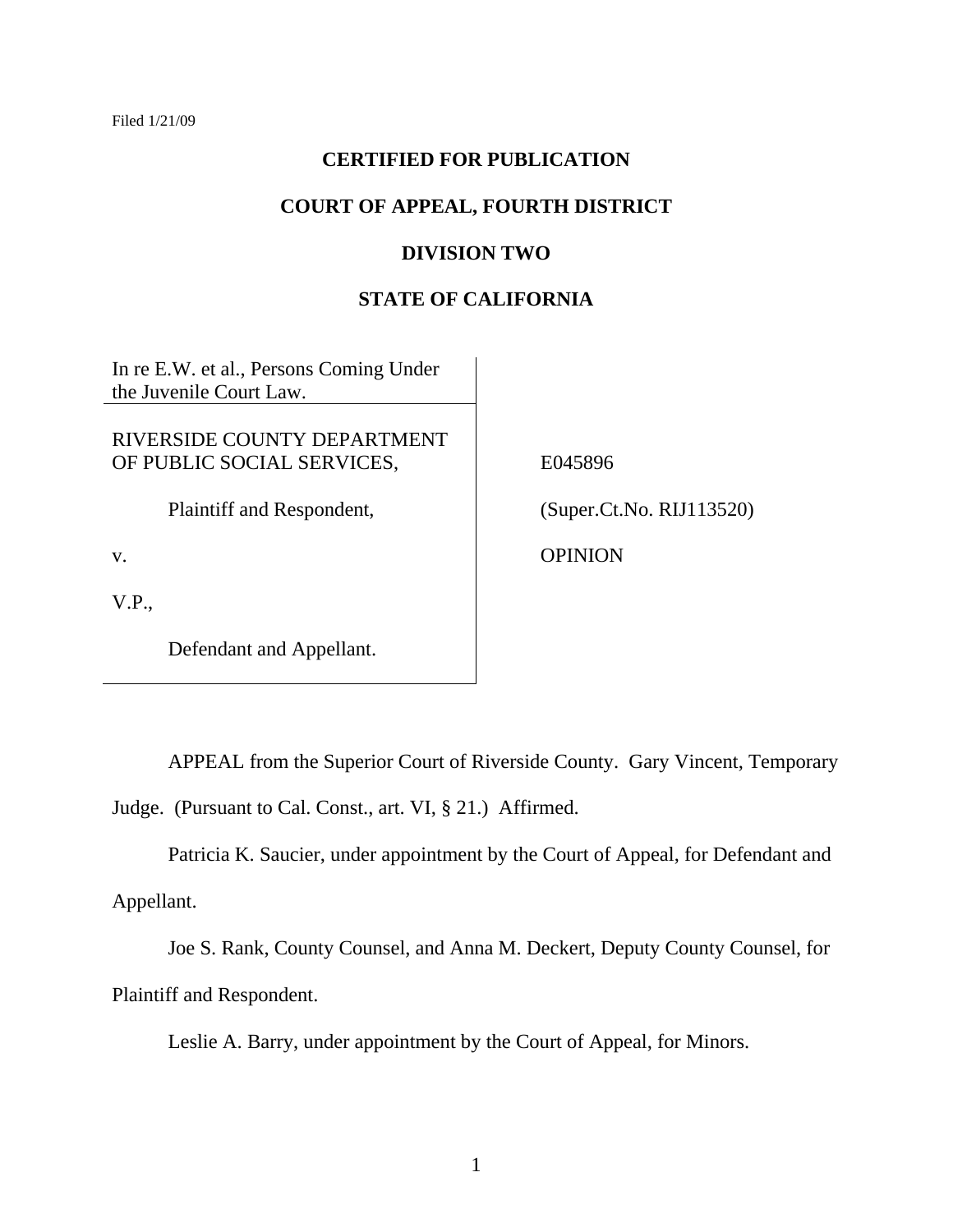Filed 1/21/09

**CERTIFIED FOR PUBLICATION**

**COURT OF APPEAL, FOURTH DISTRICT**

**DIVISION TWO**

**STATE OF CALIFORNIA**

| | |
|---|---|
| In re E.W. et al., Persons Coming Under the Juvenile Court Law. | |
| RIVERSIDE COUNTY DEPARTMENT OF PUBLIC SOCIAL SERVICES,<br><br>Plaintiff and Respondent,<br><br>v.<br><br>V.P.,<br><br>Defendant and Appellant. | E045896<br><br>(Super.Ct.No. RIJ113520)<br><br>OPINION |

APPEAL from the Superior Court of Riverside County. Gary Vincent, Temporary Judge. (Pursuant to Cal. Const., art. VI, § 21.) Affirmed.

Patricia K. Saucier, under appointment by the Court of Appeal, for Defendant and Appellant.

Joe S. Rank, County Counsel, and Anna M. Deckert, Deputy County Counsel, for Plaintiff and Respondent.

Leslie A. Barry, under appointment by the Court of Appeal, for Minors.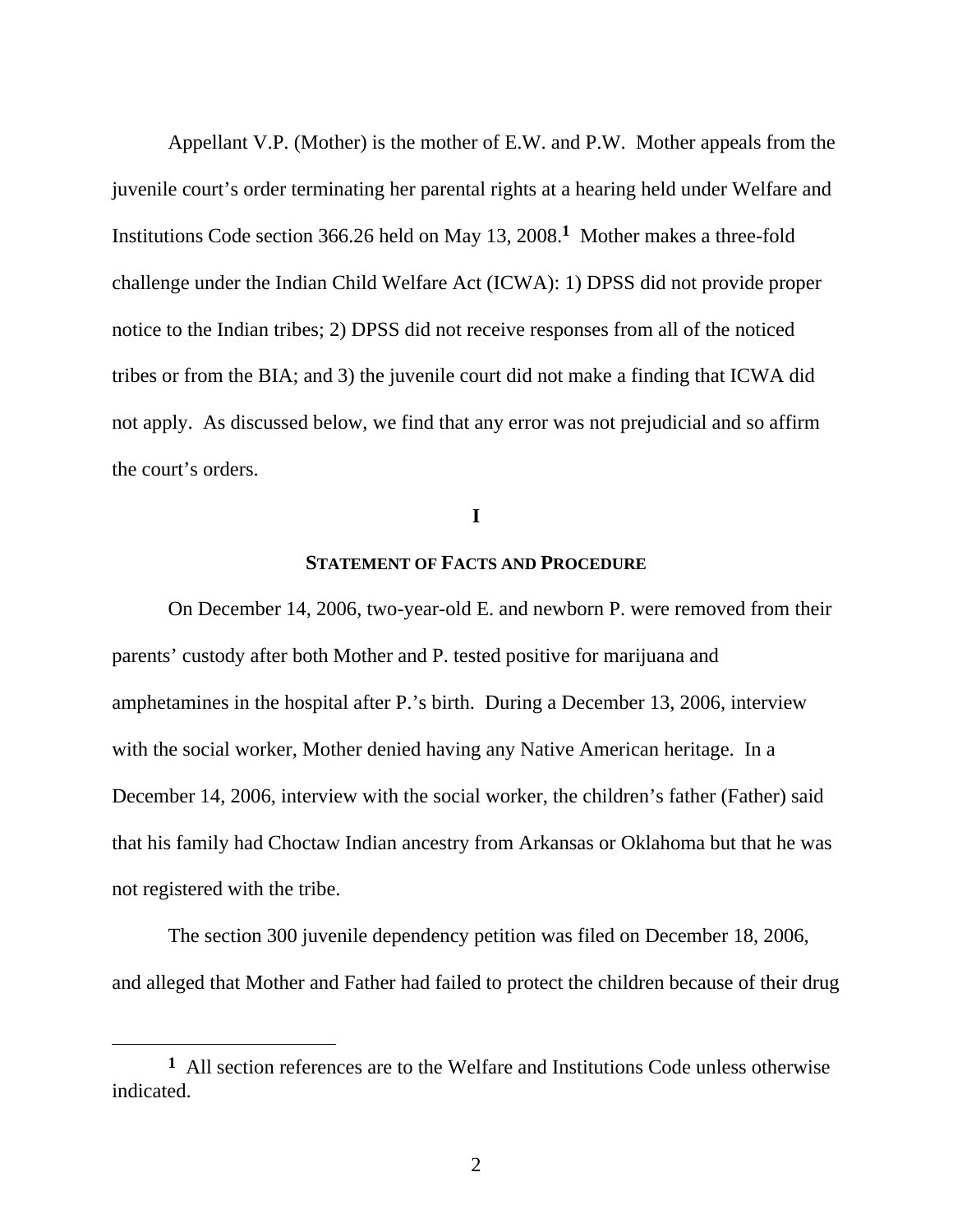Appellant V.P. (Mother) is the mother of E.W. and P.W. Mother appeals from the juvenile court's order terminating her parental rights at a hearing held under Welfare and Institutions Code section 366.26 held on May 13, 2008.[1] Mother makes a three-fold challenge under the Indian Child Welfare Act (ICWA): 1) DPSS did not provide proper notice to the Indian tribes; 2) DPSS did not receive responses from all of the noticed tribes or from the BIA; and 3) the juvenile court did not make a finding that ICWA did not apply. As discussed below, we find that any error was not prejudicial and so affirm the court's orders.

## I

### STATEMENT OF FACTS AND PROCEDURE

On December 14, 2006, two-year-old E. and newborn P. were removed from their parents' custody after both Mother and P. tested positive for marijuana and amphetamines in the hospital after P.'s birth. During a December 13, 2006, interview with the social worker, Mother denied having any Native American heritage. In a December 14, 2006, interview with the social worker, the children's father (Father) said that his family had Choctaw Indian ancestry from Arkansas or Oklahoma but that he was not registered with the tribe.

The section 300 juvenile dependency petition was filed on December 18, 2006, and alleged that Mother and Father had failed to protect the children because of their drug

[1] All section references are to the Welfare and Institutions Code unless otherwise indicated.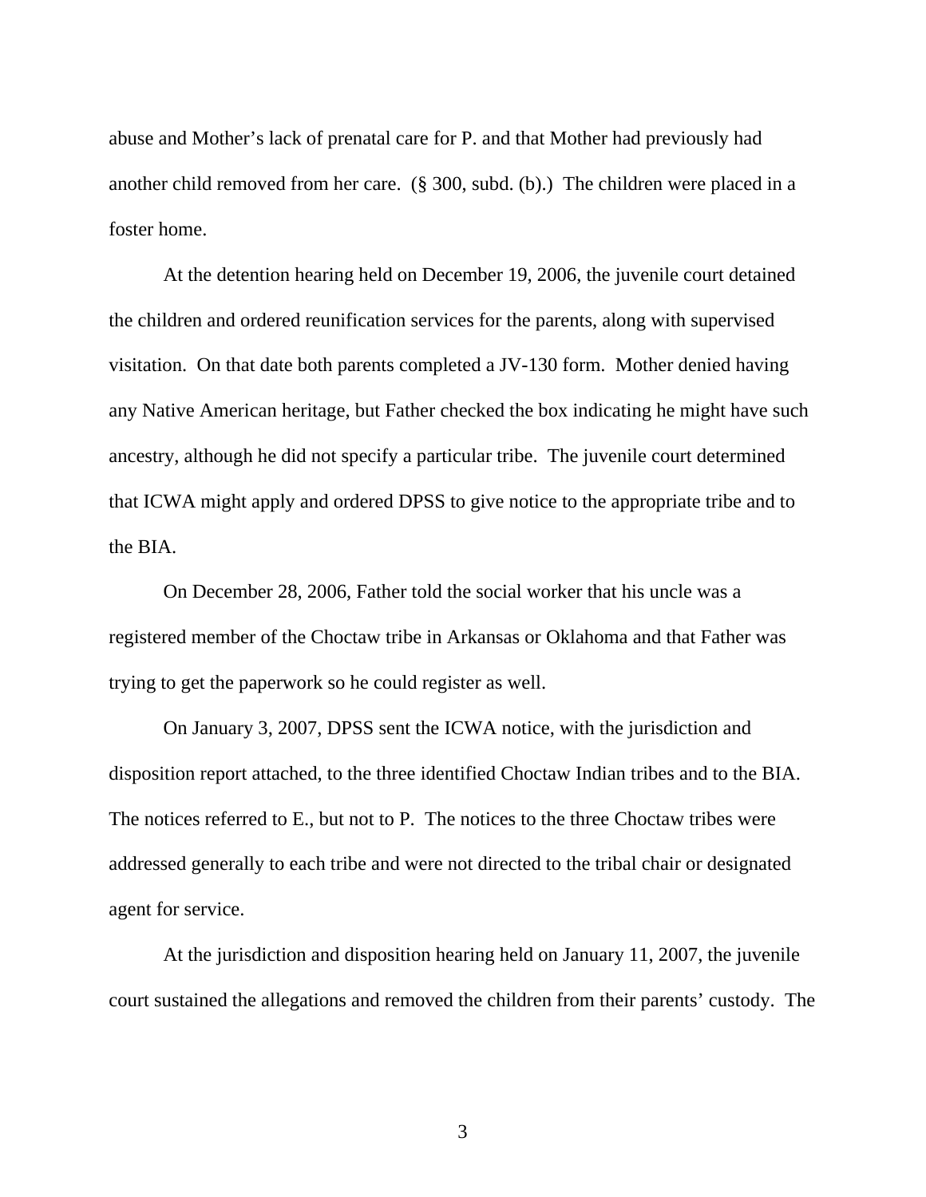abuse and Mother's lack of prenatal care for P. and that Mother had previously had another child removed from her care. (§ 300, subd. (b).) The children were placed in a foster home.

At the detention hearing held on December 19, 2006, the juvenile court detained the children and ordered reunification services for the parents, along with supervised visitation. On that date both parents completed a JV-130 form. Mother denied having any Native American heritage, but Father checked the box indicating he might have such ancestry, although he did not specify a particular tribe. The juvenile court determined that ICWA might apply and ordered DPSS to give notice to the appropriate tribe and to the BIA.

On December 28, 2006, Father told the social worker that his uncle was a registered member of the Choctaw tribe in Arkansas or Oklahoma and that Father was trying to get the paperwork so he could register as well.

On January 3, 2007, DPSS sent the ICWA notice, with the jurisdiction and disposition report attached, to the three identified Choctaw Indian tribes and to the BIA. The notices referred to E., but not to P. The notices to the three Choctaw tribes were addressed generally to each tribe and were not directed to the tribal chair or designated agent for service.

At the jurisdiction and disposition hearing held on January 11, 2007, the juvenile court sustained the allegations and removed the children from their parents' custody. The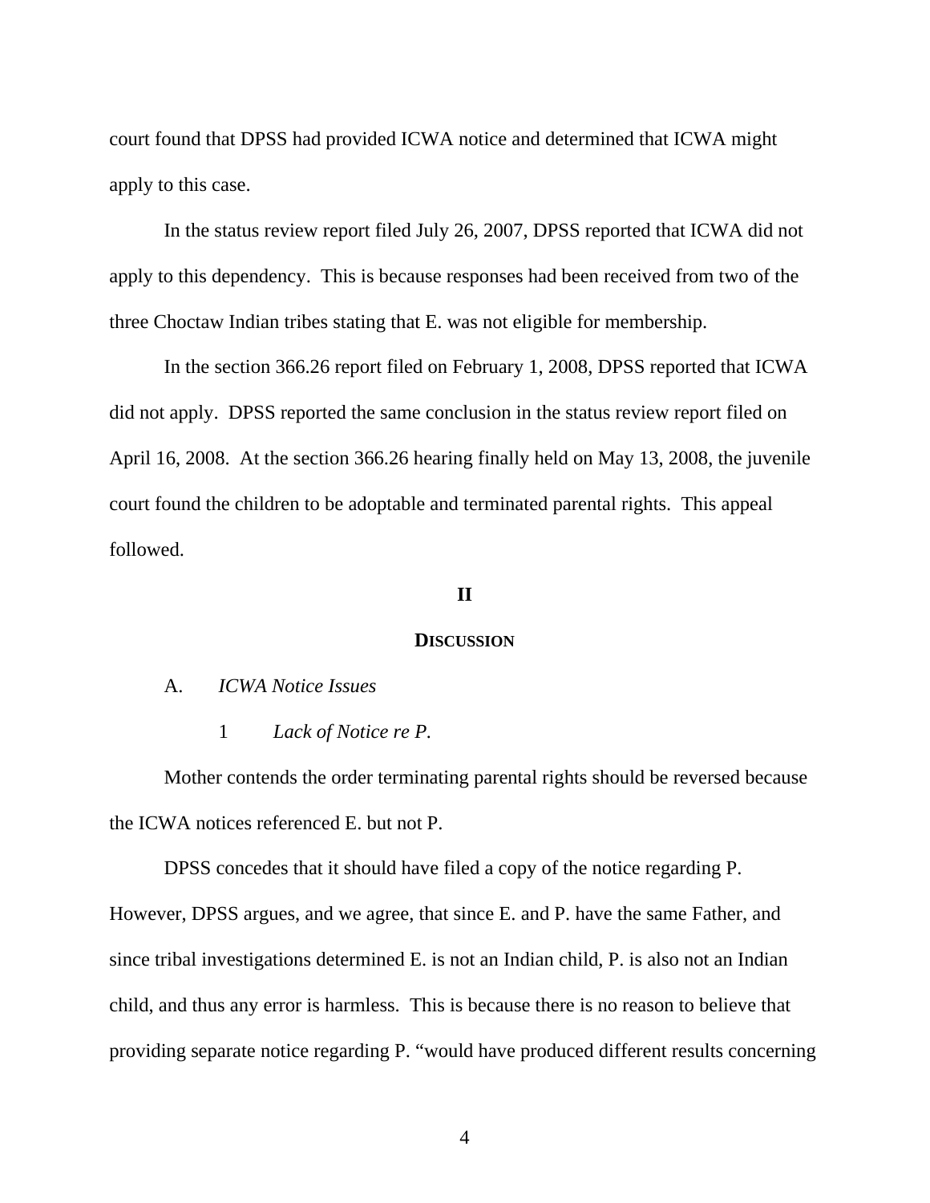court found that DPSS had provided ICWA notice and determined that ICWA might apply to this case.

In the status review report filed July 26, 2007, DPSS reported that ICWA did not apply to this dependency. This is because responses had been received from two of the three Choctaw Indian tribes stating that E. was not eligible for membership.

In the section 366.26 report filed on February 1, 2008, DPSS reported that ICWA did not apply. DPSS reported the same conclusion in the status review report filed on April 16, 2008. At the section 366.26 hearing finally held on May 13, 2008, the juvenile court found the children to be adoptable and terminated parental rights. This appeal followed.

## II

## DISCUSSION

### A. *ICWA Notice Issues*

#### 1 *Lack of Notice re P.*

Mother contends the order terminating parental rights should be reversed because the ICWA notices referenced E. but not P.

DPSS concedes that it should have filed a copy of the notice regarding P. However, DPSS argues, and we agree, that since E. and P. have the same Father, and since tribal investigations determined E. is not an Indian child, P. is also not an Indian child, and thus any error is harmless. This is because there is no reason to believe that providing separate notice regarding P. "would have produced different results concerning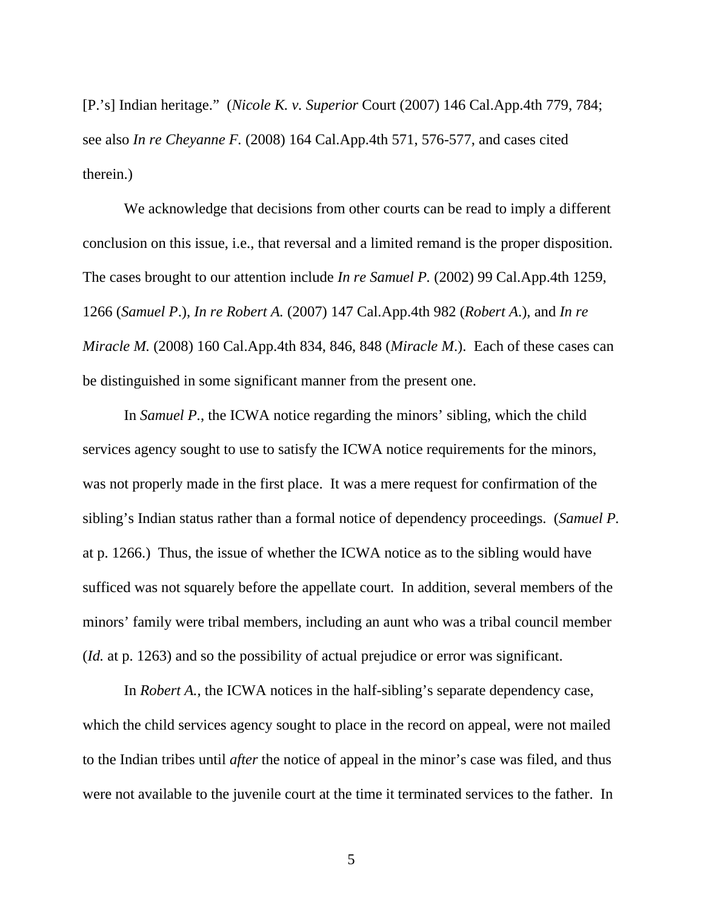[P.'s] Indian heritage." (*Nicole K. v. Superior* Court (2007) 146 Cal.App.4th 779, 784; see also *In re Cheyanne F.* (2008) 164 Cal.App.4th 571, 576-577, and cases cited therein.)

We acknowledge that decisions from other courts can be read to imply a different conclusion on this issue, i.e., that reversal and a limited remand is the proper disposition. The cases brought to our attention include *In re Samuel P.* (2002) 99 Cal.App.4th 1259, 1266 (*Samuel P*.), *In re Robert A.* (2007) 147 Cal.App.4th 982 (*Robert A*.), and *In re Miracle M.* (2008) 160 Cal.App.4th 834, 846, 848 (*Miracle M*.). Each of these cases can be distinguished in some significant manner from the present one.

In *Samuel P.*, the ICWA notice regarding the minors' sibling, which the child services agency sought to use to satisfy the ICWA notice requirements for the minors, was not properly made in the first place. It was a mere request for confirmation of the sibling's Indian status rather than a formal notice of dependency proceedings. (*Samuel P.* at p. 1266.) Thus, the issue of whether the ICWA notice as to the sibling would have sufficed was not squarely before the appellate court. In addition, several members of the minors' family were tribal members, including an aunt who was a tribal council member (*Id.* at p. 1263) and so the possibility of actual prejudice or error was significant.

In *Robert A.*, the ICWA notices in the half-sibling's separate dependency case, which the child services agency sought to place in the record on appeal, were not mailed to the Indian tribes until *after* the notice of appeal in the minor's case was filed, and thus were not available to the juvenile court at the time it terminated services to the father. In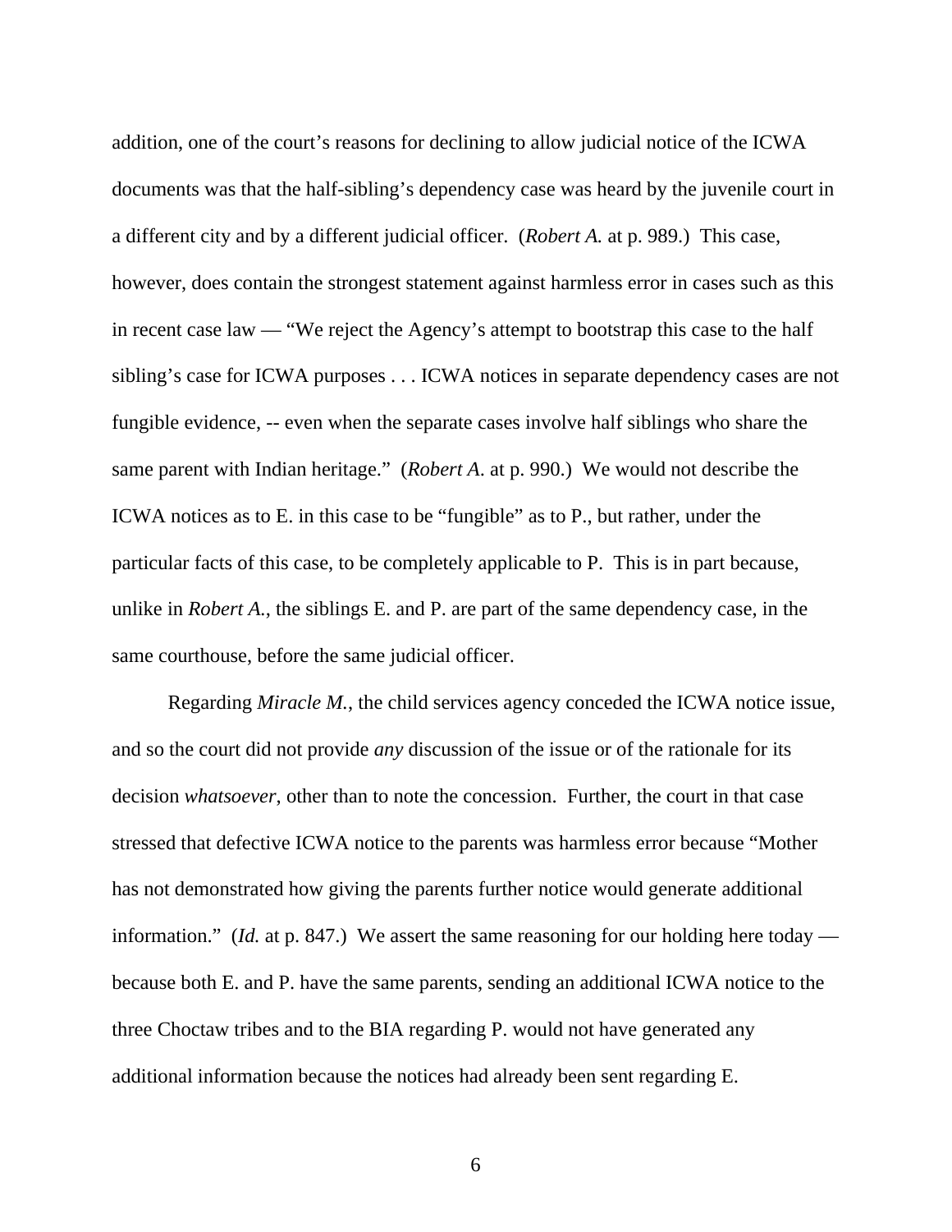addition, one of the court's reasons for declining to allow judicial notice of the ICWA documents was that the half-sibling's dependency case was heard by the juvenile court in a different city and by a different judicial officer. (*Robert A.* at p. 989.) This case, however, does contain the strongest statement against harmless error in cases such as this in recent case law — "We reject the Agency's attempt to bootstrap this case to the half sibling's case for ICWA purposes . . . ICWA notices in separate dependency cases are not fungible evidence, -- even when the separate cases involve half siblings who share the same parent with Indian heritage." (*Robert A*. at p. 990.) We would not describe the ICWA notices as to E. in this case to be "fungible" as to P., but rather, under the particular facts of this case, to be completely applicable to P. This is in part because, unlike in *Robert A.*, the siblings E. and P. are part of the same dependency case, in the same courthouse, before the same judicial officer.

Regarding *Miracle M.*, the child services agency conceded the ICWA notice issue, and so the court did not provide *any* discussion of the issue or of the rationale for its decision *whatsoever*, other than to note the concession. Further, the court in that case stressed that defective ICWA notice to the parents was harmless error because "Mother has not demonstrated how giving the parents further notice would generate additional information." (*Id.* at p. 847.) We assert the same reasoning for our holding here today — because both E. and P. have the same parents, sending an additional ICWA notice to the three Choctaw tribes and to the BIA regarding P. would not have generated any additional information because the notices had already been sent regarding E.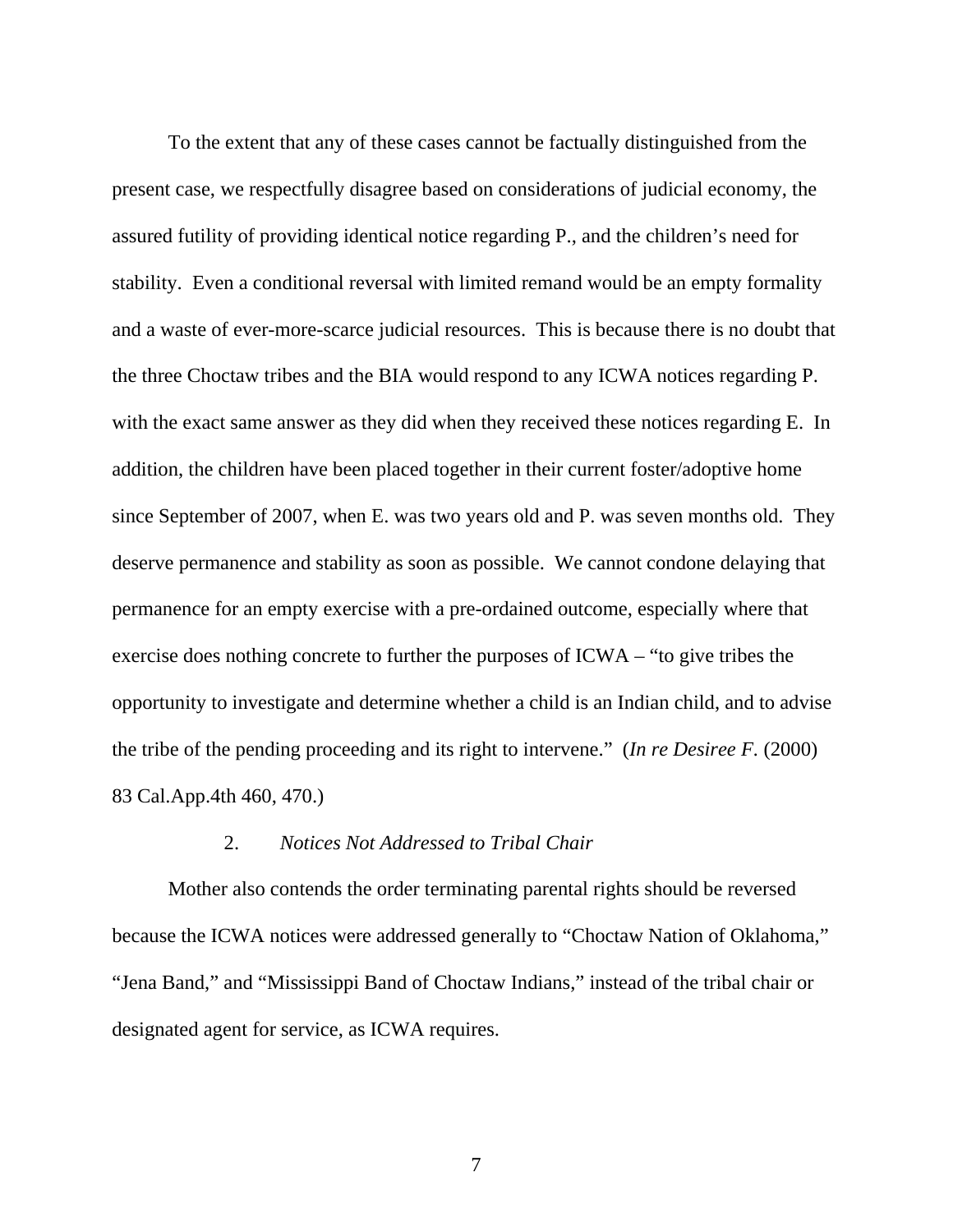To the extent that any of these cases cannot be factually distinguished from the present case, we respectfully disagree based on considerations of judicial economy, the assured futility of providing identical notice regarding P., and the children's need for stability. Even a conditional reversal with limited remand would be an empty formality and a waste of ever-more-scarce judicial resources. This is because there is no doubt that the three Choctaw tribes and the BIA would respond to any ICWA notices regarding P. with the exact same answer as they did when they received these notices regarding E. In addition, the children have been placed together in their current foster/adoptive home since September of 2007, when E. was two years old and P. was seven months old. They deserve permanence and stability as soon as possible. We cannot condone delaying that permanence for an empty exercise with a pre-ordained outcome, especially where that exercise does nothing concrete to further the purposes of ICWA – "to give tribes the opportunity to investigate and determine whether a child is an Indian child, and to advise the tribe of the pending proceeding and its right to intervene." (*In re Desiree F.* (2000) 83 Cal.App.4th 460, 470.)

### 2. *Notices Not Addressed to Tribal Chair*

Mother also contends the order terminating parental rights should be reversed because the ICWA notices were addressed generally to "Choctaw Nation of Oklahoma," "Jena Band," and "Mississippi Band of Choctaw Indians," instead of the tribal chair or designated agent for service, as ICWA requires.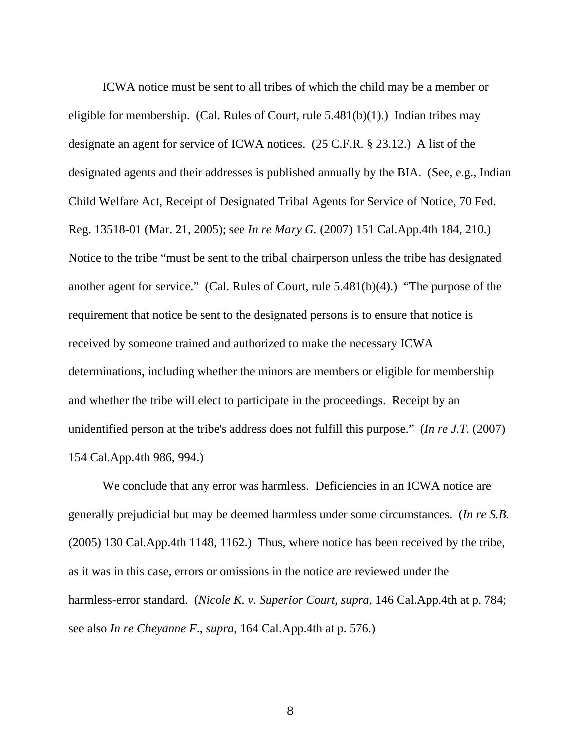ICWA notice must be sent to all tribes of which the child may be a member or eligible for membership. (Cal. Rules of Court, rule 5.481(b)(1).) Indian tribes may designate an agent for service of ICWA notices. (25 C.F.R. § 23.12.) A list of the designated agents and their addresses is published annually by the BIA. (See, e.g., Indian Child Welfare Act, Receipt of Designated Tribal Agents for Service of Notice, 70 Fed. Reg. 13518-01 (Mar. 21, 2005); see *In re Mary G.* (2007) 151 Cal.App.4th 184, 210.) Notice to the tribe "must be sent to the tribal chairperson unless the tribe has designated another agent for service." (Cal. Rules of Court, rule 5.481(b)(4).) "The purpose of the requirement that notice be sent to the designated persons is to ensure that notice is received by someone trained and authorized to make the necessary ICWA determinations, including whether the minors are members or eligible for membership and whether the tribe will elect to participate in the proceedings. Receipt by an unidentified person at the tribe's address does not fulfill this purpose." (*In re J.T.* (2007) 154 Cal.App.4th 986, 994.)

We conclude that any error was harmless. Deficiencies in an ICWA notice are generally prejudicial but may be deemed harmless under some circumstances. (*In re S.B.* (2005) 130 Cal.App.4th 1148, 1162.) Thus, where notice has been received by the tribe, as it was in this case, errors or omissions in the notice are reviewed under the harmless-error standard. (*Nicole K. v. Superior Court*, *supra*, 146 Cal.App.4th at p. 784; see also *In re Cheyanne F.*, *supra*, 164 Cal.App.4th at p. 576.)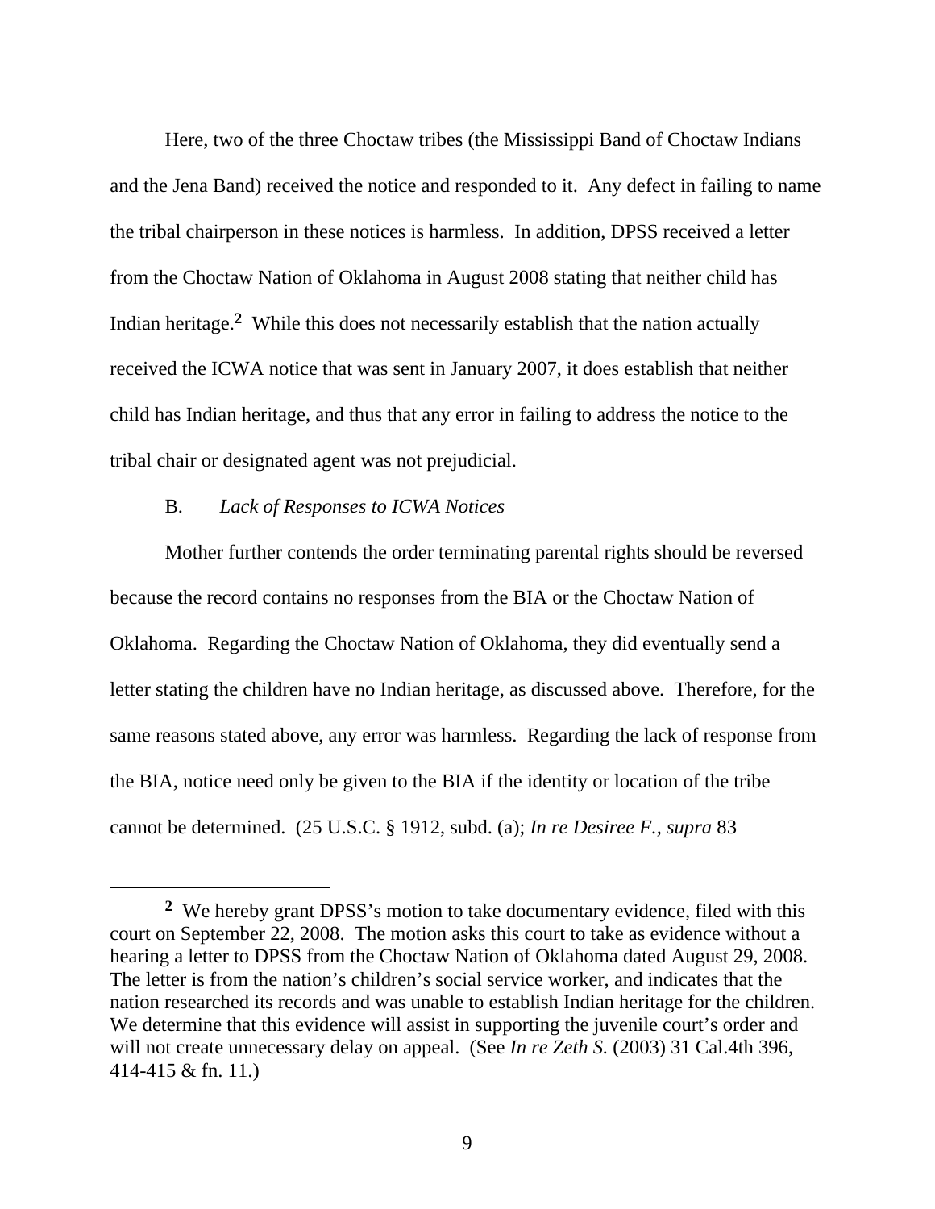Here, two of the three Choctaw tribes (the Mississippi Band of Choctaw Indians and the Jena Band) received the notice and responded to it. Any defect in failing to name the tribal chairperson in these notices is harmless. In addition, DPSS received a letter from the Choctaw Nation of Oklahoma in August 2008 stating that neither child has Indian heritage.[2] While this does not necessarily establish that the nation actually received the ICWA notice that was sent in January 2007, it does establish that neither child has Indian heritage, and thus that any error in failing to address the notice to the tribal chair or designated agent was not prejudicial.

B. *Lack of Responses to ICWA Notices*

Mother further contends the order terminating parental rights should be reversed because the record contains no responses from the BIA or the Choctaw Nation of Oklahoma. Regarding the Choctaw Nation of Oklahoma, they did eventually send a letter stating the children have no Indian heritage, as discussed above. Therefore, for the same reasons stated above, any error was harmless. Regarding the lack of response from the BIA, notice need only be given to the BIA if the identity or location of the tribe cannot be determined. (25 U.S.C. § 1912, subd. (a); *In re Desiree F., supra* 83

---

[2] We hereby grant DPSS's motion to take documentary evidence, filed with this court on September 22, 2008. The motion asks this court to take as evidence without a hearing a letter to DPSS from the Choctaw Nation of Oklahoma dated August 29, 2008. The letter is from the nation's children's social service worker, and indicates that the nation researched its records and was unable to establish Indian heritage for the children. We determine that this evidence will assist in supporting the juvenile court's order and will not create unnecessary delay on appeal. (See *In re Zeth S.* (2003) 31 Cal.4th 396, 414-415 & fn. 11.)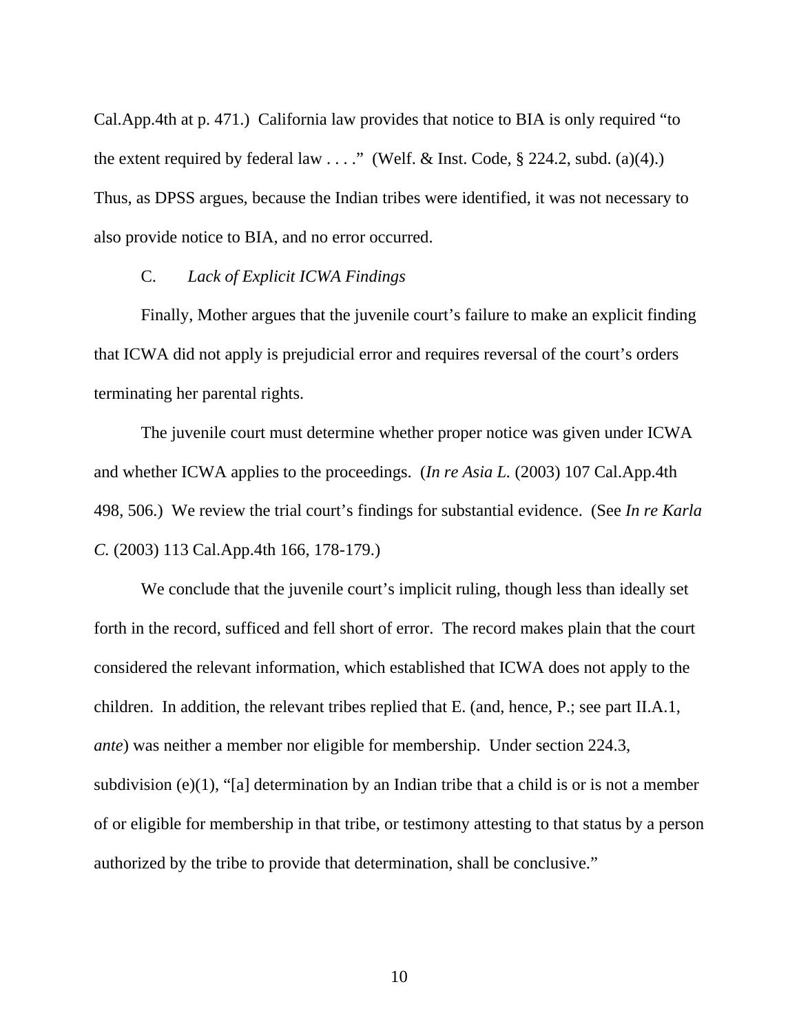Cal.App.4th at p. 471.) California law provides that notice to BIA is only required "to the extent required by federal law . . . ." (Welf. & Inst. Code, § 224.2, subd. (a)(4).) Thus, as DPSS argues, because the Indian tribes were identified, it was not necessary to also provide notice to BIA, and no error occurred.

C. *Lack of Explicit ICWA Findings*

Finally, Mother argues that the juvenile court's failure to make an explicit finding that ICWA did not apply is prejudicial error and requires reversal of the court's orders terminating her parental rights.

The juvenile court must determine whether proper notice was given under ICWA and whether ICWA applies to the proceedings. (*In re Asia L.* (2003) 107 Cal.App.4th 498, 506.) We review the trial court's findings for substantial evidence. (See *In re Karla C.* (2003) 113 Cal.App.4th 166, 178-179.)

We conclude that the juvenile court's implicit ruling, though less than ideally set forth in the record, sufficed and fell short of error. The record makes plain that the court considered the relevant information, which established that ICWA does not apply to the children. In addition, the relevant tribes replied that E. (and, hence, P.; see part II.A.1, *ante*) was neither a member nor eligible for membership. Under section 224.3, subdivision (e)(1), "[a] determination by an Indian tribe that a child is or is not a member of or eligible for membership in that tribe, or testimony attesting to that status by a person authorized by the tribe to provide that determination, shall be conclusive."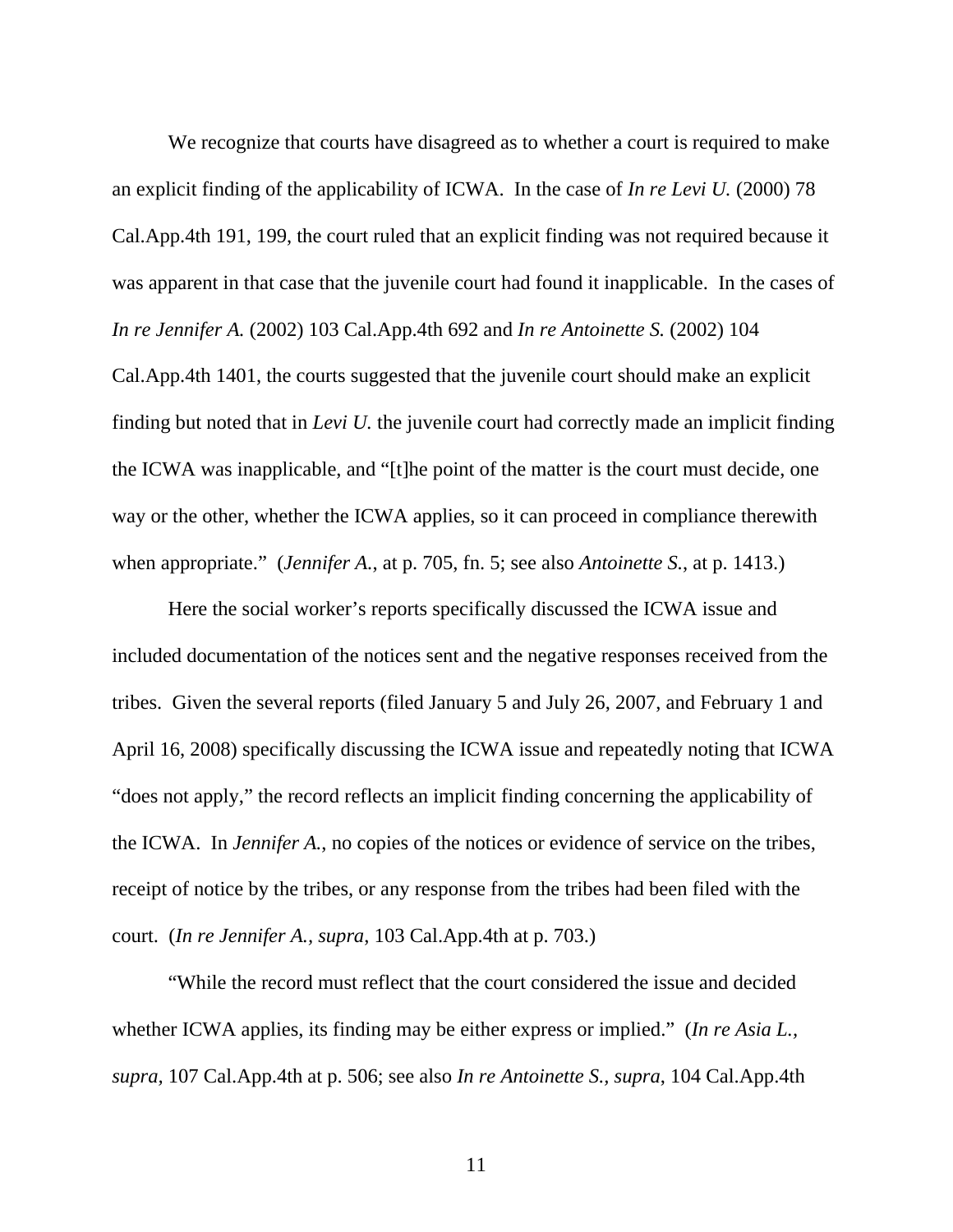We recognize that courts have disagreed as to whether a court is required to make an explicit finding of the applicability of ICWA. In the case of *In re Levi U.* (2000) 78 Cal.App.4th 191, 199, the court ruled that an explicit finding was not required because it was apparent in that case that the juvenile court had found it inapplicable. In the cases of *In re Jennifer A.* (2002) 103 Cal.App.4th 692 and *In re Antoinette S.* (2002) 104 Cal.App.4th 1401, the courts suggested that the juvenile court should make an explicit finding but noted that in *Levi U.* the juvenile court had correctly made an implicit finding the ICWA was inapplicable, and "[t]he point of the matter is the court must decide, one way or the other, whether the ICWA applies, so it can proceed in compliance therewith when appropriate." (*Jennifer A.*, at p. 705, fn. 5; see also *Antoinette S.*, at p. 1413.)

Here the social worker's reports specifically discussed the ICWA issue and included documentation of the notices sent and the negative responses received from the tribes. Given the several reports (filed January 5 and July 26, 2007, and February 1 and April 16, 2008) specifically discussing the ICWA issue and repeatedly noting that ICWA "does not apply," the record reflects an implicit finding concerning the applicability of the ICWA. In *Jennifer A.*, no copies of the notices or evidence of service on the tribes, receipt of notice by the tribes, or any response from the tribes had been filed with the court. (*In re Jennifer A., supra*, 103 Cal.App.4th at p. 703.)

"While the record must reflect that the court considered the issue and decided whether ICWA applies, its finding may be either express or implied." (*In re Asia L., supra,* 107 Cal.App.4th at p. 506; see also *In re Antoinette S., supra*, 104 Cal.App.4th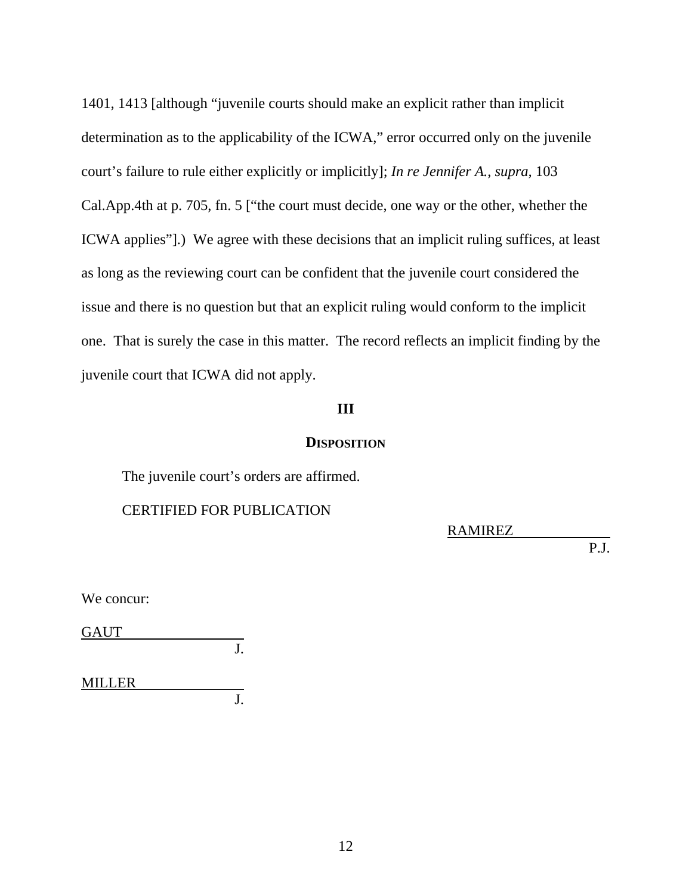1401, 1413 [although "juvenile courts should make an explicit rather than implicit determination as to the applicability of the ICWA," error occurred only on the juvenile court's failure to rule either explicitly or implicitly]; *In re Jennifer A., supra,* 103 Cal.App.4th at p. 705, fn. 5 ["the court must decide, one way or the other, whether the ICWA applies"].) We agree with these decisions that an implicit ruling suffices, at least as long as the reviewing court can be confident that the juvenile court considered the issue and there is no question but that an explicit ruling would conform to the implicit one. That is surely the case in this matter. The record reflects an implicit finding by the juvenile court that ICWA did not apply.

## III

## DISPOSITION

The juvenile court's orders are affirmed.

CERTIFIED FOR PUBLICATION

RAMIREZ
P.J.

We concur:

GAUT
J.

MILLER
J.